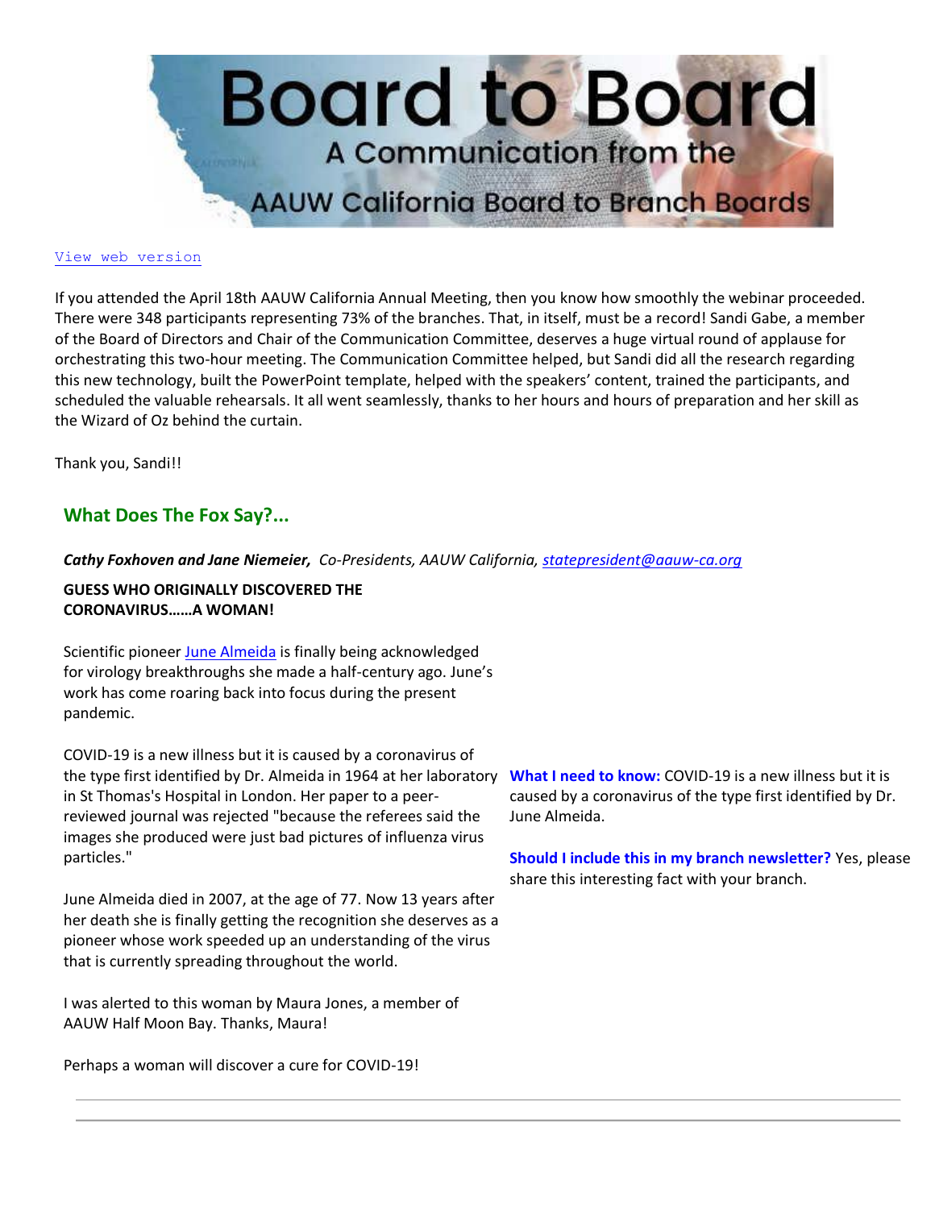# Board to Board

A Communication from the AAUW California Board to Branch Boards

View web version

If you attended the April 18th AAUW California Annual Meeting, then you know how smoothly the webinar proceeded. There were 348 participants representing 73% of the branches. That, in itself, must be a record! Sandi Gabe, a member of the Board of Directors and Chair of the Communication Committee, deserves a huge virtual round of applause for orchestrating this two-hour meeting. The Communication Committee helped, but Sandi did all the research regarding this new technology, built the PowerPoint template, helped with the speakers' content, trained the participants, and scheduled the valuable rehearsals. It all went seamlessly, thanks to her hours and hours of preparation and her skill as the Wizard of Oz behind the curtain.

Thank you, Sandi!!

## What Does The Fox Say?...

***Cathy Foxhoven and Jane Niemeier,*** *Co-Presidents, AAUW California, statepresident@aauw-ca.org*

**GUESS WHO ORIGINALLY DISCOVERED THE CORONAVIRUS……A WOMAN!**

Scientific pioneer June Almeida is finally being acknowledged for virology breakthroughs she made a half-century ago. June's work has come roaring back into focus during the present pandemic.

COVID-19 is a new illness but it is caused by a coronavirus of the type first identified by Dr. Almeida in 1964 at her laboratory in St Thomas's Hospital in London. Her paper to a peer-reviewed journal was rejected "because the referees said the images she produced were just bad pictures of influenza virus particles."

June Almeida died in 2007, at the age of 77. Now 13 years after her death she is finally getting the recognition she deserves as a pioneer whose work speeded up an understanding of the virus that is currently spreading throughout the world.

I was alerted to this woman by Maura Jones, a member of AAUW Half Moon Bay. Thanks, Maura!

Perhaps a woman will discover a cure for COVID-19!

**What I need to know:** COVID-19 is a new illness but it is caused by a coronavirus of the type first identified by Dr. June Almeida.

**Should I include this in my branch newsletter?** Yes, please share this interesting fact with your branch.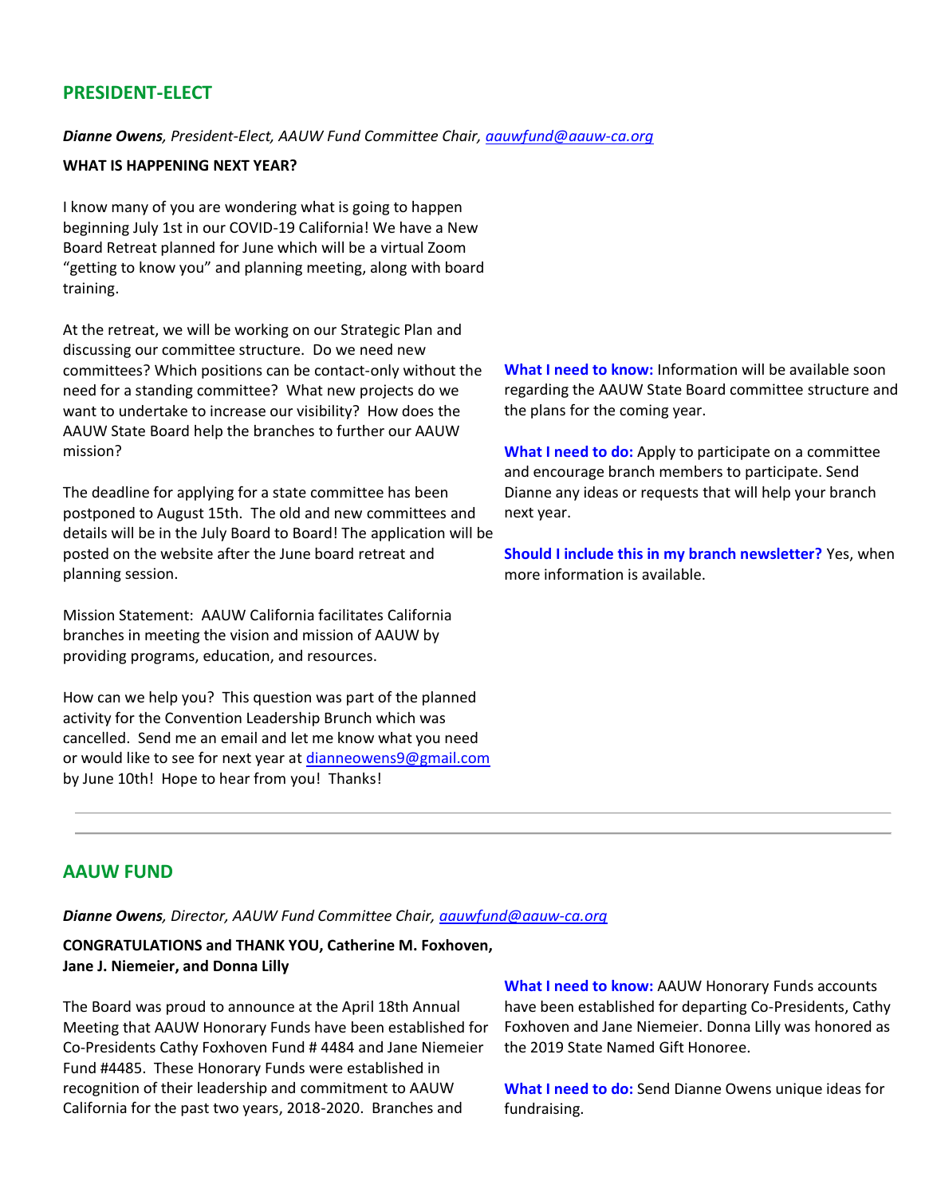## PRESIDENT-ELECT

***Dianne Owens**, President-Elect, AAUW Fund Committee Chair, aauwfund@aauw-ca.org*

**WHAT IS HAPPENING NEXT YEAR?**

I know many of you are wondering what is going to happen beginning July 1st in our COVID-19 California! We have a New Board Retreat planned for June which will be a virtual Zoom "getting to know you" and planning meeting, along with board training.

At the retreat, we will be working on our Strategic Plan and discussing our committee structure. Do we need new committees? Which positions can be contact-only without the need for a standing committee? What new projects do we want to undertake to increase our visibility? How does the AAUW State Board help the branches to further our AAUW mission?

The deadline for applying for a state committee has been postponed to August 15th. The old and new committees and details will be in the July Board to Board! The application will be posted on the website after the June board retreat and planning session.

Mission Statement: AAUW California facilitates California branches in meeting the vision and mission of AAUW by providing programs, education, and resources.

How can we help you? This question was part of the planned activity for the Convention Leadership Brunch which was cancelled. Send me an email and let me know what you need or would like to see for next year at dianneowens9@gmail.com by June 10th! Hope to hear from you! Thanks!

**What I need to know:** Information will be available soon regarding the AAUW State Board committee structure and the plans for the coming year.

**What I need to do:** Apply to participate on a committee and encourage branch members to participate. Send Dianne any ideas or requests that will help your branch next year.

**Should I include this in my branch newsletter?** Yes, when more information is available.

---

## AAUW FUND

***Dianne Owens**, Director, AAUW Fund Committee Chair, aauwfund@aauw-ca.org*

**CONGRATULATIONS and THANK YOU, Catherine M. Foxhoven, Jane J. Niemeier, and Donna Lilly**

The Board was proud to announce at the April 18th Annual Meeting that AAUW Honorary Funds have been established for Co-Presidents Cathy Foxhoven Fund # 4484 and Jane Niemeier Fund #4485. These Honorary Funds were established in recognition of their leadership and commitment to AAUW California for the past two years, 2018-2020. Branches and

**What I need to know:** AAUW Honorary Funds accounts have been established for departing Co-Presidents, Cathy Foxhoven and Jane Niemeier. Donna Lilly was honored as the 2019 State Named Gift Honoree.

**What I need to do:** Send Dianne Owens unique ideas for fundraising.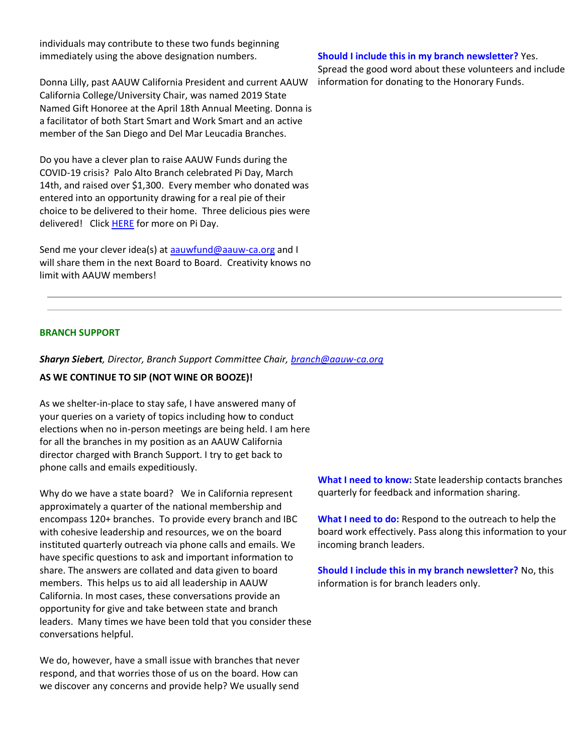individuals may contribute to these two funds beginning immediately using the above designation numbers.

Donna Lilly, past AAUW California President and current AAUW California College/University Chair, was named 2019 State Named Gift Honoree at the April 18th Annual Meeting. Donna is a facilitator of both Start Smart and Work Smart and an active member of the San Diego and Del Mar Leucadia Branches.

Do you have a clever plan to raise AAUW Funds during the COVID-19 crisis? Palo Alto Branch celebrated Pi Day, March 14th, and raised over $1,300. Every member who donated was entered into an opportunity drawing for a real pie of their choice to be delivered to their home. Three delicious pies were delivered! Click [HERE](#) for more on Pi Day.

Send me your clever idea(s) at [aauwfund@aauw-ca.org](mailto:aauwfund@aauw-ca.org) and I will share them in the next Board to Board. Creativity knows no limit with AAUW members!

**Should I include this in my branch newsletter?** Yes. Spread the good word about these volunteers and include information for donating to the Honorary Funds.

---

## BRANCH SUPPORT

***Sharyn Siebert**, Director, Branch Support Committee Chair, [branch@aauw-ca.org](mailto:branch@aauw-ca.org)*

**AS WE CONTINUE TO SIP (NOT WINE OR BOOZE)!**

As we shelter-in-place to stay safe, I have answered many of your queries on a variety of topics including how to conduct elections when no in-person meetings are being held. I am here for all the branches in my position as an AAUW California director charged with Branch Support. I try to get back to phone calls and emails expeditiously.

Why do we have a state board? We in California represent approximately a quarter of the national membership and encompass 120+ branches. To provide every branch and IBC with cohesive leadership and resources, we on the board instituted quarterly outreach via phone calls and emails. We have specific questions to ask and important information to share. The answers are collated and data given to board members. This helps us to aid all leadership in AAUW California. In most cases, these conversations provide an opportunity for give and take between state and branch leaders. Many times we have been told that you consider these conversations helpful.

We do, however, have a small issue with branches that never respond, and that worries those of us on the board. How can we discover any concerns and provide help? We usually send

**What I need to know:** State leadership contacts branches quarterly for feedback and information sharing.

**What I need to do:** Respond to the outreach to help the board work effectively. Pass along this information to your incoming branch leaders.

**Should I include this in my branch newsletter?** No, this information is for branch leaders only.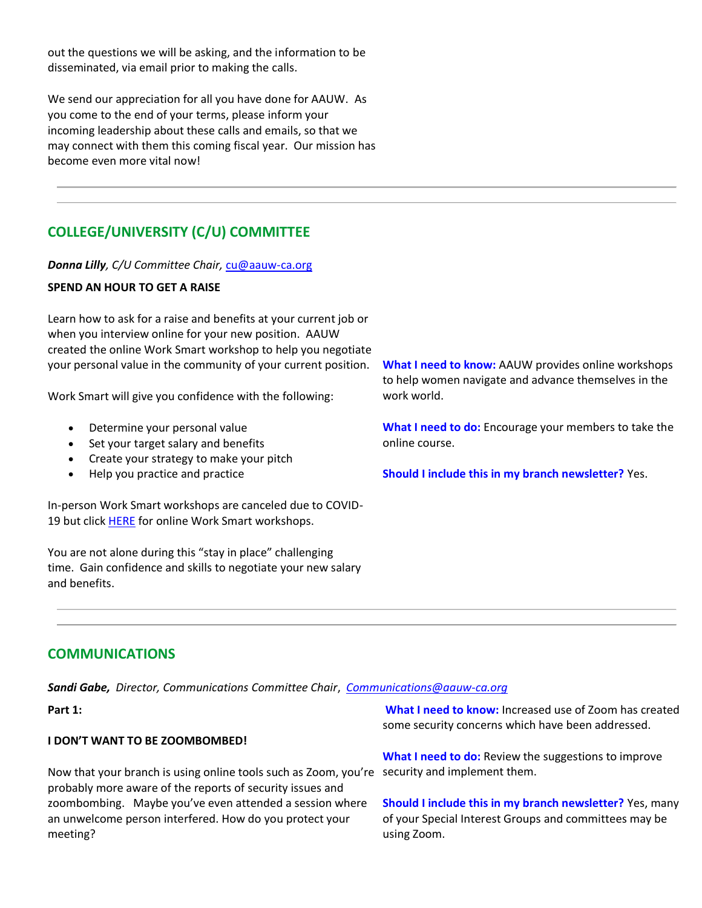out the questions we will be asking, and the information to be disseminated, via email prior to making the calls.

We send our appreciation for all you have done for AAUW. As you come to the end of your terms, please inform your incoming leadership about these calls and emails, so that we may connect with them this coming fiscal year. Our mission has become even more vital now!

---

## COLLEGE/UNIVERSITY (C/U) COMMITTEE

***Donna Lilly**, C/U Committee Chair,* [cu@aauw-ca.org](mailto:cu@aauw-ca.org)

**SPEND AN HOUR TO GET A RAISE**

Learn how to ask for a raise and benefits at your current job or when you interview online for your new position. AAUW created the online Work Smart workshop to help you negotiate your personal value in the community of your current position.

Work Smart will give you confidence with the following:

- Determine your personal value
- Set your target salary and benefits
- Create your strategy to make your pitch
- Help you practice and practice

In-person Work Smart workshops are canceled due to COVID-19 but click HERE for online Work Smart workshops.

You are not alone during this "stay in place" challenging time. Gain confidence and skills to negotiate your new salary and benefits.

**What I need to know:** AAUW provides online workshops to help women navigate and advance themselves in the work world.

**What I need to do:** Encourage your members to take the online course.

**Should I include this in my branch newsletter?** Yes.

---

## COMMUNICATIONS

***Sandi Gabe**, Director, Communications Committee Chair*, [Communications@aauw-ca.org](mailto:Communications@aauw-ca.org)

**Part 1:**

**I DON'T WANT TO BE ZOOMBOMBED!**

Now that your branch is using online tools such as Zoom, you're probably more aware of the reports of security issues and zoombombing. Maybe you've even attended a session where an unwelcome person interfered. How do you protect your meeting?

**What I need to know:** Increased use of Zoom has created some security concerns which have been addressed.

**What I need to do:** Review the suggestions to improve security and implement them.

**Should I include this in my branch newsletter?** Yes, many of your Special Interest Groups and committees may be using Zoom.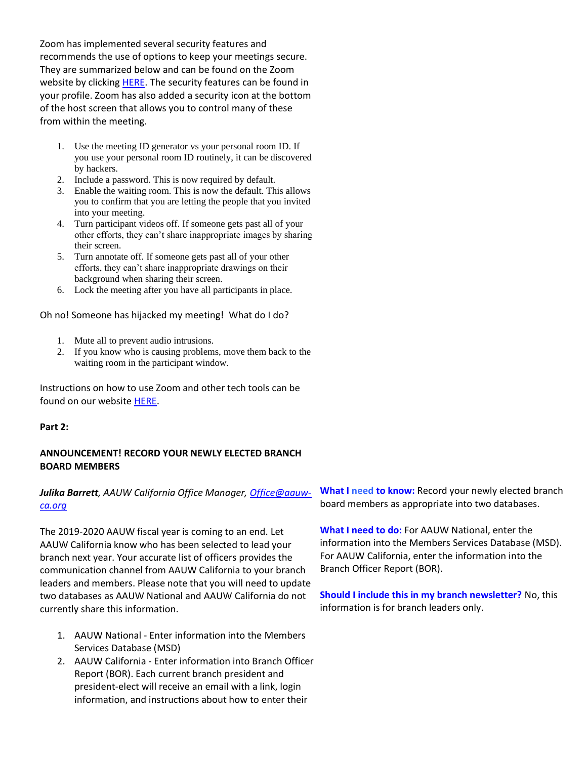Zoom has implemented several security features and recommends the use of options to keep your meetings secure. They are summarized below and can be found on the Zoom website by clicking HERE. The security features can be found in your profile. Zoom has also added a security icon at the bottom of the host screen that allows you to control many of these from within the meeting.

1. Use the meeting ID generator vs your personal room ID. If you use your personal room ID routinely, it can be discovered by hackers.
2. Include a password. This is now required by default.
3. Enable the waiting room. This is now the default. This allows you to confirm that you are letting the people that you invited into your meeting.
4. Turn participant videos off. If someone gets past all of your other efforts, they can't share inappropriate images by sharing their screen.
5. Turn annotate off. If someone gets past all of your other efforts, they can't share inappropriate drawings on their background when sharing their screen.
6. Lock the meeting after you have all participants in place.

Oh no! Someone has hijacked my meeting! What do I do?

1. Mute all to prevent audio intrusions.
2. If you know who is causing problems, move them back to the waiting room in the participant window.

Instructions on how to use Zoom and other tech tools can be found on our website HERE.

**Part 2:**

**ANNOUNCEMENT! RECORD YOUR NEWLY ELECTED BRANCH BOARD MEMBERS**

***Julika Barrett**, AAUW California Office Manager, Office@aauw-ca.org*

**What I need to know:** Record your newly elected branch board members as appropriate into two databases.

**What I need to do:** For AAUW National, enter the information into the Members Services Database (MSD). For AAUW California, enter the information into the Branch Officer Report (BOR).

**Should I include this in my branch newsletter?** No, this information is for branch leaders only.

The 2019-2020 AAUW fiscal year is coming to an end. Let AAUW California know who has been selected to lead your branch next year. Your accurate list of officers provides the communication channel from AAUW California to your branch leaders and members. Please note that you will need to update two databases as AAUW National and AAUW California do not currently share this information.

1. AAUW National - Enter information into the Members Services Database (MSD)
2. AAUW California - Enter information into Branch Officer Report (BOR). Each current branch president and president-elect will receive an email with a link, login information, and instructions about how to enter their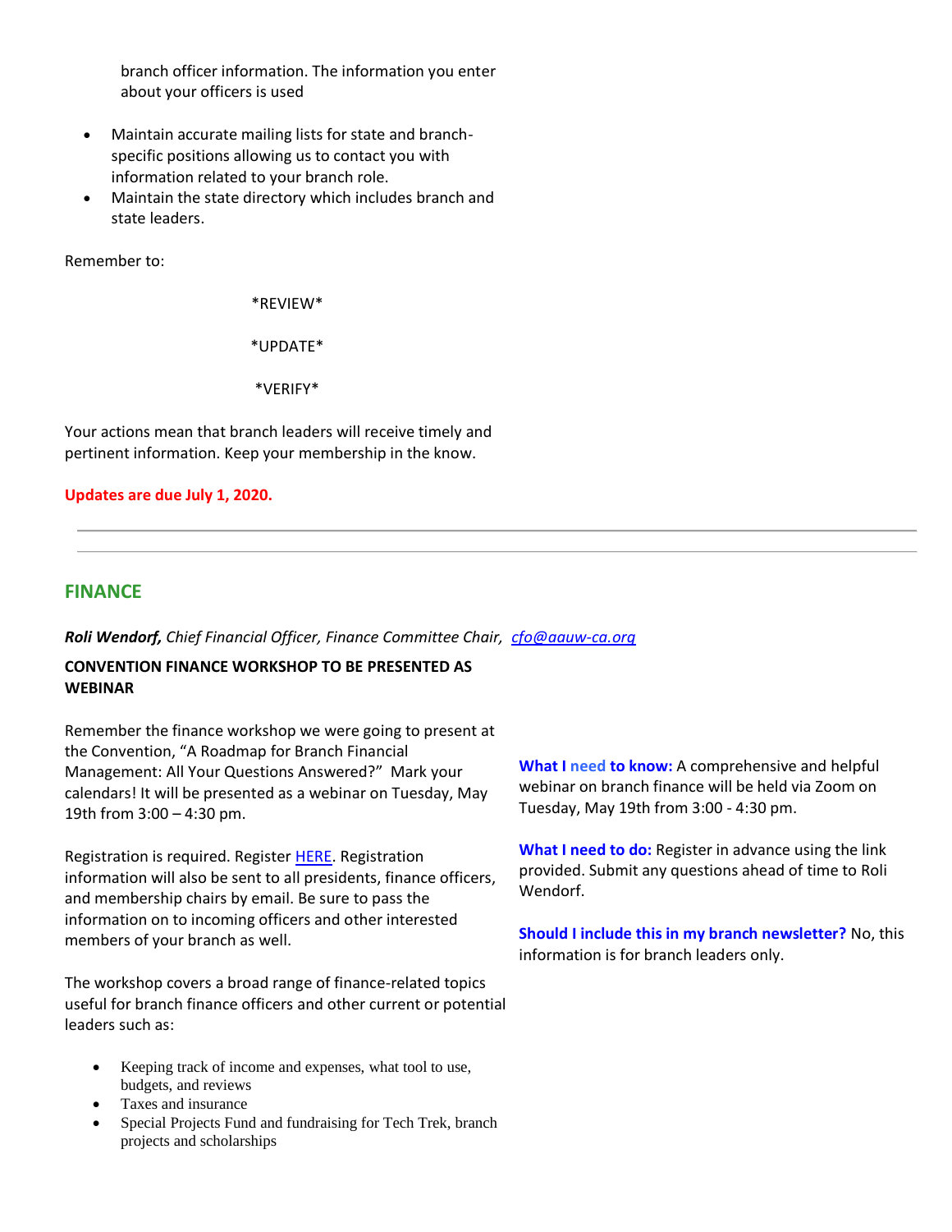branch officer information. The information you enter about your officers is used

- Maintain accurate mailing lists for state and branch-specific positions allowing us to contact you with information related to your branch role.
- Maintain the state directory which includes branch and state leaders.

Remember to:

*REVIEW*

*UPDATE*

*VERIFY*

Your actions mean that branch leaders will receive timely and pertinent information. Keep your membership in the know.

**Updates are due July 1, 2020.**

---

## FINANCE

***Roli Wendorf,*** *Chief Financial Officer, Finance Committee Chair, cfo@aauw-ca.org*

**CONVENTION FINANCE WORKSHOP TO BE PRESENTED AS WEBINAR**

Remember the finance workshop we were going to present at the Convention, "A Roadmap for Branch Financial Management: All Your Questions Answered?" Mark your calendars! It will be presented as a webinar on Tuesday, May 19th from 3:00 – 4:30 pm.

Registration is required. Register HERE. Registration information will also be sent to all presidents, finance officers, and membership chairs by email. Be sure to pass the information on to incoming officers and other interested members of your branch as well.

The workshop covers a broad range of finance-related topics useful for branch finance officers and other current or potential leaders such as:

- Keeping track of income and expenses, what tool to use, budgets, and reviews
- Taxes and insurance
- Special Projects Fund and fundraising for Tech Trek, branch projects and scholarships

**What I need to know:** A comprehensive and helpful webinar on branch finance will be held via Zoom on Tuesday, May 19th from 3:00 - 4:30 pm.

**What I need to do:** Register in advance using the link provided. Submit any questions ahead of time to Roli Wendorf.

**Should I include this in my branch newsletter?** No, this information is for branch leaders only.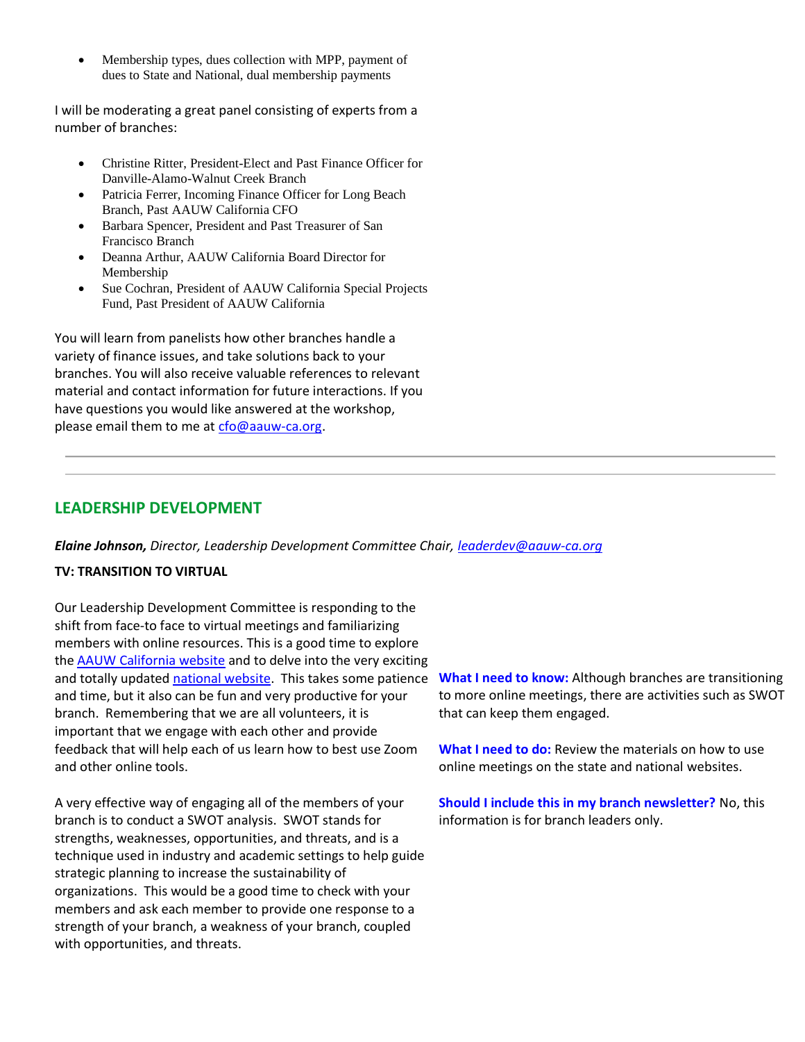- Membership types, dues collection with MPP, payment of dues to State and National, dual membership payments

I will be moderating a great panel consisting of experts from a number of branches:

- Christine Ritter, President-Elect and Past Finance Officer for Danville-Alamo-Walnut Creek Branch
- Patricia Ferrer, Incoming Finance Officer for Long Beach Branch, Past AAUW California CFO
- Barbara Spencer, President and Past Treasurer of San Francisco Branch
- Deanna Arthur, AAUW California Board Director for Membership
- Sue Cochran, President of AAUW California Special Projects Fund, Past President of AAUW California

You will learn from panelists how other branches handle a variety of finance issues, and take solutions back to your branches. You will also receive valuable references to relevant material and contact information for future interactions. If you have questions you would like answered at the workshop, please email them to me at cfo@aauw-ca.org.

---

## LEADERSHIP DEVELOPMENT

***Elaine Johnson,*** *Director, Leadership Development Committee Chair, leaderdev@aauw-ca.org*

**TV: TRANSITION TO VIRTUAL**

Our Leadership Development Committee is responding to the shift from face-to face to virtual meetings and familiarizing members with online resources. This is a good time to explore the AAUW California website and to delve into the very exciting and totally updated national website. This takes some patience and time, but it also can be fun and very productive for your branch. Remembering that we are all volunteers, it is important that we engage with each other and provide feedback that will help each of us learn how to best use Zoom and other online tools.

A very effective way of engaging all of the members of your branch is to conduct a SWOT analysis. SWOT stands for strengths, weaknesses, opportunities, and threats, and is a technique used in industry and academic settings to help guide strategic planning to increase the sustainability of organizations. This would be a good time to check with your members and ask each member to provide one response to a strength of your branch, a weakness of your branch, coupled with opportunities, and threats.

**What I need to know:** Although branches are transitioning to more online meetings, there are activities such as SWOT that can keep them engaged.

**What I need to do:** Review the materials on how to use online meetings on the state and national websites.

**Should I include this in my branch newsletter?** No, this information is for branch leaders only.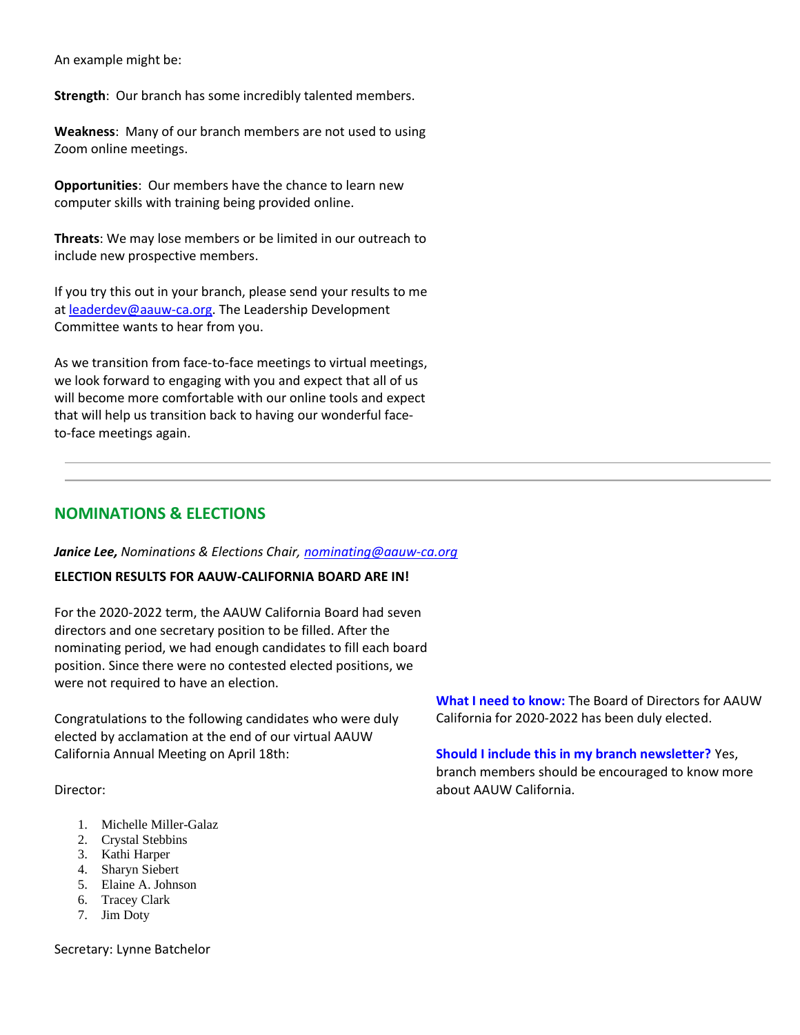An example might be:

**Strength**: Our branch has some incredibly talented members.

**Weakness**: Many of our branch members are not used to using Zoom online meetings.

**Opportunities**: Our members have the chance to learn new computer skills with training being provided online.

**Threats**: We may lose members or be limited in our outreach to include new prospective members.

If you try this out in your branch, please send your results to me at leaderdev@aauw-ca.org. The Leadership Development Committee wants to hear from you.

As we transition from face-to-face meetings to virtual meetings, we look forward to engaging with you and expect that all of us will become more comfortable with our online tools and expect that will help us transition back to having our wonderful face-to-face meetings again.

---

## NOMINATIONS & ELECTIONS

***Janice Lee,*** *Nominations & Elections Chair, nominating@aauw-ca.org*

**ELECTION RESULTS FOR AAUW-CALIFORNIA BOARD ARE IN!**

For the 2020-2022 term, the AAUW California Board had seven directors and one secretary position to be filled. After the nominating period, we had enough candidates to fill each board position. Since there were no contested elected positions, we were not required to have an election.

Congratulations to the following candidates who were duly elected by acclamation at the end of our virtual AAUW California Annual Meeting on April 18th:

Director:

1. Michelle Miller-Galaz
2. Crystal Stebbins
3. Kathi Harper
4. Sharyn Siebert
5. Elaine A. Johnson
6. Tracey Clark
7. Jim Doty

Secretary: Lynne Batchelor

**What I need to know:** The Board of Directors for AAUW California for 2020-2022 has been duly elected.

**Should I include this in my branch newsletter?** Yes, branch members should be encouraged to know more about AAUW California.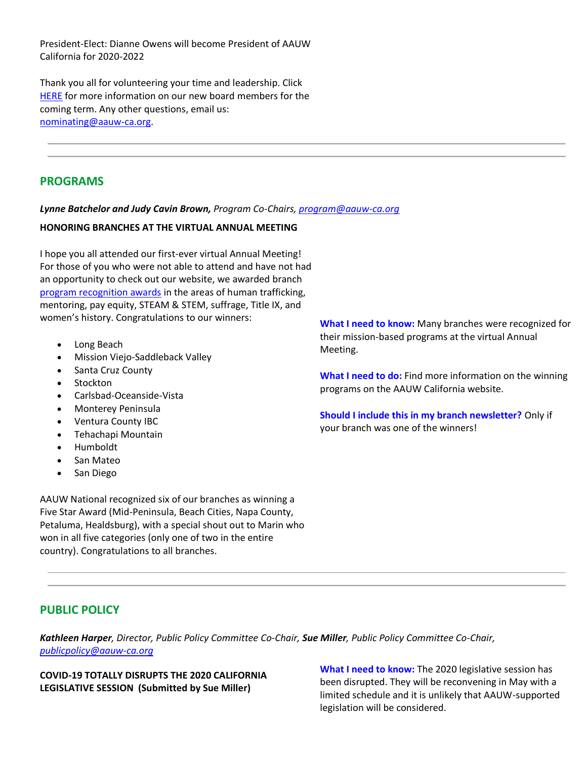President-Elect: Dianne Owens will become President of AAUW California for 2020-2022

Thank you all for volunteering your time and leadership. Click HERE for more information on our new board members for the coming term. Any other questions, email us: nominating@aauw-ca.org.

---

## PROGRAMS

***Lynne Batchelor and Judy Cavin Brown,*** *Program Co-Chairs, program@aauw-ca.org*

**HONORING BRANCHES AT THE VIRTUAL ANNUAL MEETING**

I hope you all attended our first-ever virtual Annual Meeting! For those of you who were not able to attend and have not had an opportunity to check out our website, we awarded branch program recognition awards in the areas of human trafficking, mentoring, pay equity, STEAM & STEM, suffrage, Title IX, and women's history. Congratulations to our winners:

- Long Beach
- Mission Viejo-Saddleback Valley
- Santa Cruz County
- Stockton
- Carlsbad-Oceanside-Vista
- Monterey Peninsula
- Ventura County IBC
- Tehachapi Mountain
- Humboldt
- San Mateo
- San Diego

AAUW National recognized six of our branches as winning a Five Star Award (Mid-Peninsula, Beach Cities, Napa County, Petaluma, Healdsburg), with a special shout out to Marin who won in all five categories (only one of two in the entire country). Congratulations to all branches.

**What I need to know:** Many branches were recognized for their mission-based programs at the virtual Annual Meeting.

**What I need to do:** Find more information on the winning programs on the AAUW California website.

**Should I include this in my branch newsletter?** Only if your branch was one of the winners!

---

## PUBLIC POLICY

***Kathleen Harper****, Director, Public Policy Committee Co-Chair,* ***Sue Miller****, Public Policy Committee Co-Chair, publicpolicy@aauw-ca.org*

**COVID-19 TOTALLY DISRUPTS THE 2020 CALIFORNIA LEGISLATIVE SESSION (Submitted by Sue Miller)**

**What I need to know:** The 2020 legislative session has been disrupted. They will be reconvening in May with a limited schedule and it is unlikely that AAUW-supported legislation will be considered.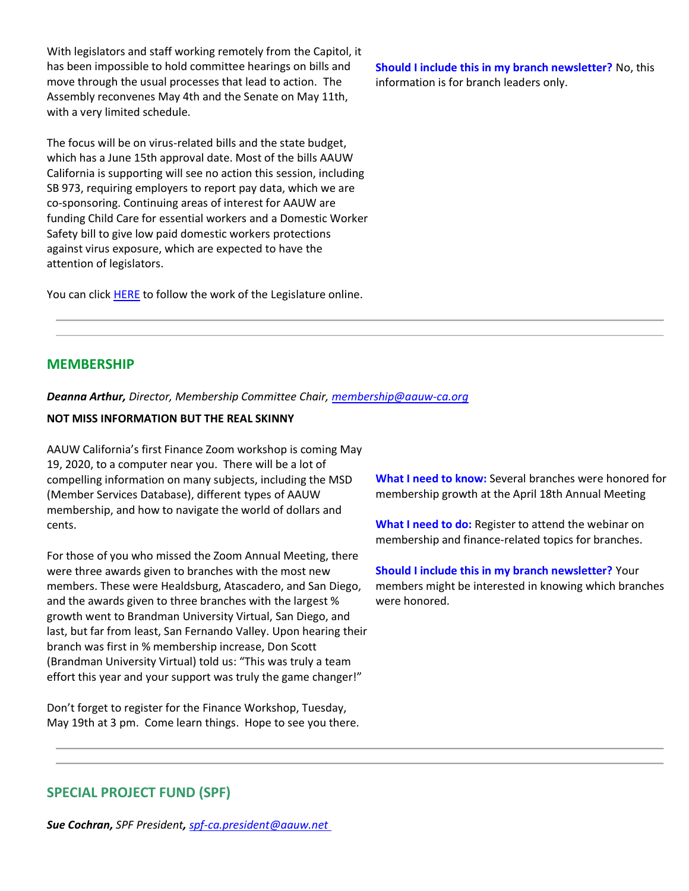With legislators and staff working remotely from the Capitol, it has been impossible to hold committee hearings on bills and move through the usual processes that lead to action. The Assembly reconvenes May 4th and the Senate on May 11th, with a very limited schedule.

The focus will be on virus-related bills and the state budget, which has a June 15th approval date. Most of the bills AAUW California is supporting will see no action this session, including SB 973, requiring employers to report pay data, which we are co-sponsoring. Continuing areas of interest for AAUW are funding Child Care for essential workers and a Domestic Worker Safety bill to give low paid domestic workers protections against virus exposure, which are expected to have the attention of legislators.

You can click [HERE](HERE) to follow the work of the Legislature online.

**Should I include this in my branch newsletter?** No, this information is for branch leaders only.

---

## MEMBERSHIP

***Deanna Arthur,*** *Director, Membership Committee Chair, [membership@aauw-ca.org](mailto:membership@aauw-ca.org)*

**NOT MISS INFORMATION BUT THE REAL SKINNY**

AAUW California's first Finance Zoom workshop is coming May 19, 2020, to a computer near you. There will be a lot of compelling information on many subjects, including the MSD (Member Services Database), different types of AAUW membership, and how to navigate the world of dollars and cents.

For those of you who missed the Zoom Annual Meeting, there were three awards given to branches with the most new members. These were Healdsburg, Atascadero, and San Diego, and the awards given to three branches with the largest % growth went to Brandman University Virtual, San Diego, and last, but far from least, San Fernando Valley. Upon hearing their branch was first in % membership increase, Don Scott (Brandman University Virtual) told us: "This was truly a team effort this year and your support was truly the game changer!"

Don't forget to register for the Finance Workshop, Tuesday, May 19th at 3 pm. Come learn things. Hope to see you there.

**What I need to know:** Several branches were honored for membership growth at the April 18th Annual Meeting

**What I need to do:** Register to attend the webinar on membership and finance-related topics for branches.

**Should I include this in my branch newsletter?** Your members might be interested in knowing which branches were honored.

---

## SPECIAL PROJECT FUND (SPF)

***Sue Cochran,*** *SPF President, [spf-ca.president@aauw.net](mailto:spf-ca.president@aauw.net)*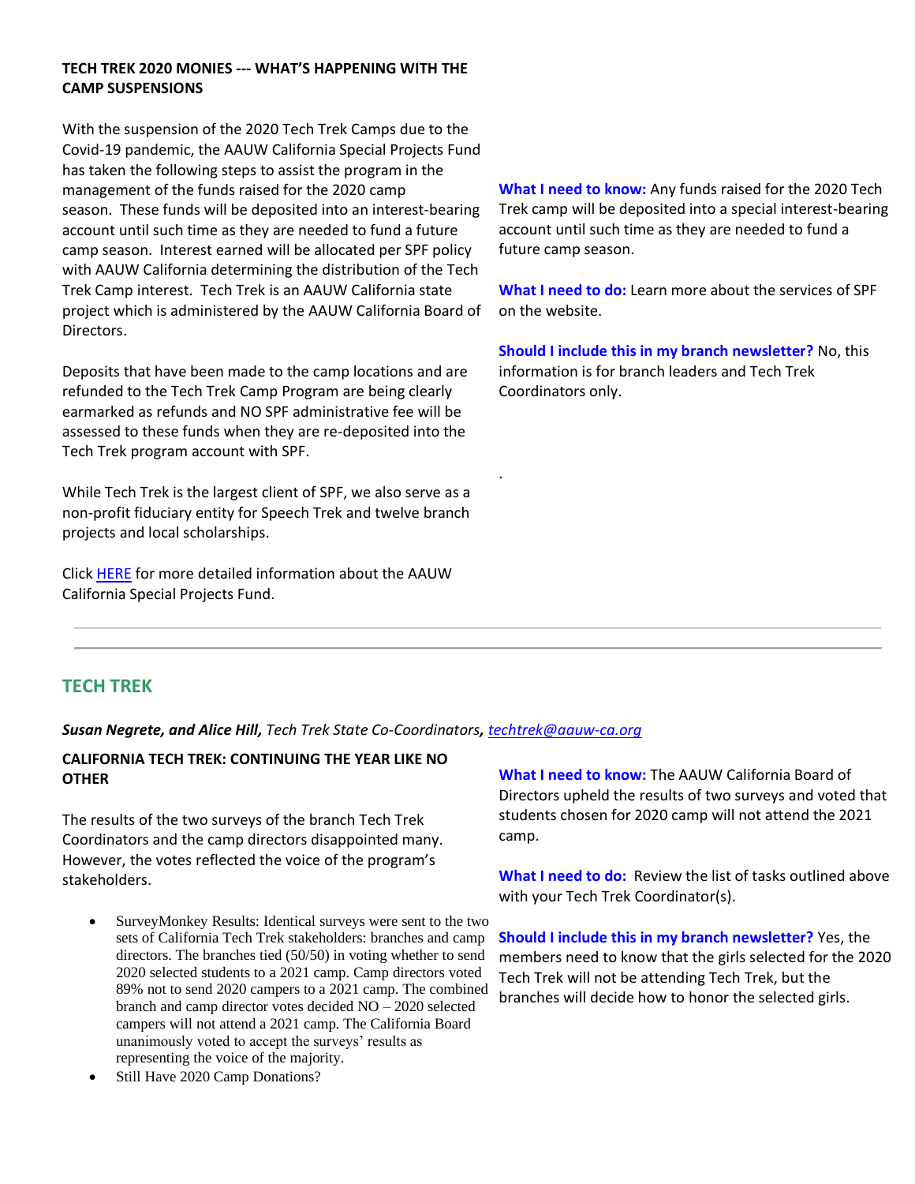**TECH TREK 2020 MONIES --- WHAT'S HAPPENING WITH THE CAMP SUSPENSIONS**

With the suspension of the 2020 Tech Trek Camps due to the Covid-19 pandemic, the AAUW California Special Projects Fund has taken the following steps to assist the program in the management of the funds raised for the 2020 camp season. These funds will be deposited into an interest-bearing account until such time as they are needed to fund a future camp season. Interest earned will be allocated per SPF policy with AAUW California determining the distribution of the Tech Trek Camp interest. Tech Trek is an AAUW California state project which is administered by the AAUW California Board of Directors.

Deposits that have been made to the camp locations and are refunded to the Tech Trek Camp Program are being clearly earmarked as refunds and NO SPF administrative fee will be assessed to these funds when they are re-deposited into the Tech Trek program account with SPF.

While Tech Trek is the largest client of SPF, we also serve as a non-profit fiduciary entity for Speech Trek and twelve branch projects and local scholarships.

Click HERE for more detailed information about the AAUW California Special Projects Fund.

**What I need to know:** Any funds raised for the 2020 Tech Trek camp will be deposited into a special interest-bearing account until such time as they are needed to fund a future camp season.

**What I need to do:** Learn more about the services of SPF on the website.

**Should I include this in my branch newsletter?** No, this information is for branch leaders and Tech Trek Coordinators only.

---

## TECH TREK

***Susan Negrete, and Alice Hill,*** *Tech Trek State Co-Coordinators, techtrek@aauw-ca.org*

**CALIFORNIA TECH TREK: CONTINUING THE YEAR LIKE NO OTHER**

The results of the two surveys of the branch Tech Trek Coordinators and the camp directors disappointed many. However, the votes reflected the voice of the program's stakeholders.

- SurveyMonkey Results: Identical surveys were sent to the two sets of California Tech Trek stakeholders: branches and camp directors. The branches tied (50/50) in voting whether to send 2020 selected students to a 2021 camp. Camp directors voted 89% not to send 2020 campers to a 2021 camp. The combined branch and camp director votes decided NO – 2020 selected campers will not attend a 2021 camp. The California Board unanimously voted to accept the surveys' results as representing the voice of the majority.
- Still Have 2020 Camp Donations?

**What I need to know:** The AAUW California Board of Directors upheld the results of two surveys and voted that students chosen for 2020 camp will not attend the 2021 camp.

**What I need to do:** Review the list of tasks outlined above with your Tech Trek Coordinator(s).

**Should I include this in my branch newsletter?** Yes, the members need to know that the girls selected for the 2020 Tech Trek will not be attending Tech Trek, but the branches will decide how to honor the selected girls.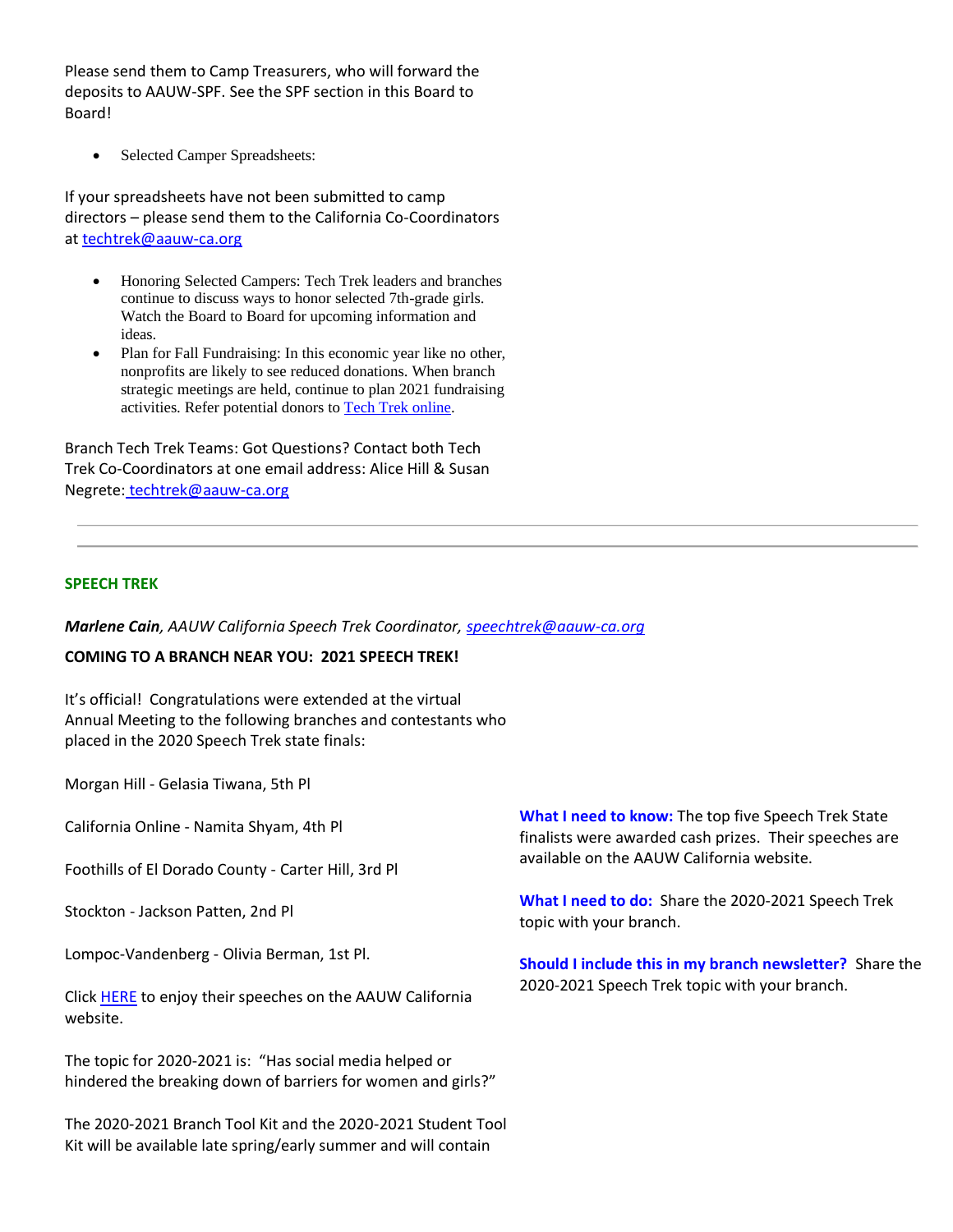Please send them to Camp Treasurers, who will forward the deposits to AAUW-SPF. See the SPF section in this Board to Board!

- Selected Camper Spreadsheets:

If your spreadsheets have not been submitted to camp directors – please send them to the California Co-Coordinators at [techtrek@aauw-ca.org](mailto:techtrek@aauw-ca.org)

- Honoring Selected Campers: Tech Trek leaders and branches continue to discuss ways to honor selected 7th-grade girls. Watch the Board to Board for upcoming information and ideas.
- Plan for Fall Fundraising: In this economic year like no other, nonprofits are likely to see reduced donations. When branch strategic meetings are held, continue to plan 2021 fundraising activities. Refer potential donors to [Tech Trek online](#).

Branch Tech Trek Teams: Got Questions? Contact both Tech Trek Co-Coordinators at one email address: Alice Hill & Susan Negrete: [techtrek@aauw-ca.org](mailto:techtrek@aauw-ca.org)

---

## SPEECH TREK

***Marlene Cain**, AAUW California Speech Trek Coordinator, [speechtrek@aauw-ca.org](mailto:speechtrek@aauw-ca.org)*

**COMING TO A BRANCH NEAR YOU: 2021 SPEECH TREK!**

It's official! Congratulations were extended at the virtual Annual Meeting to the following branches and contestants who placed in the 2020 Speech Trek state finals:

Morgan Hill - Gelasia Tiwana, 5th Pl

California Online - Namita Shyam, 4th Pl

Foothills of El Dorado County - Carter Hill, 3rd Pl

Stockton - Jackson Patten, 2nd Pl

Lompoc-Vandenberg - Olivia Berman, 1st Pl.

Click [HERE](#) to enjoy their speeches on the AAUW California website.

The topic for 2020-2021 is: "Has social media helped or hindered the breaking down of barriers for women and girls?"

The 2020-2021 Branch Tool Kit and the 2020-2021 Student Tool Kit will be available late spring/early summer and will contain

**What I need to know:** The top five Speech Trek State finalists were awarded cash prizes. Their speeches are available on the AAUW California website.

**What I need to do:** Share the 2020-2021 Speech Trek topic with your branch.

**Should I include this in my branch newsletter?** Share the 2020-2021 Speech Trek topic with your branch.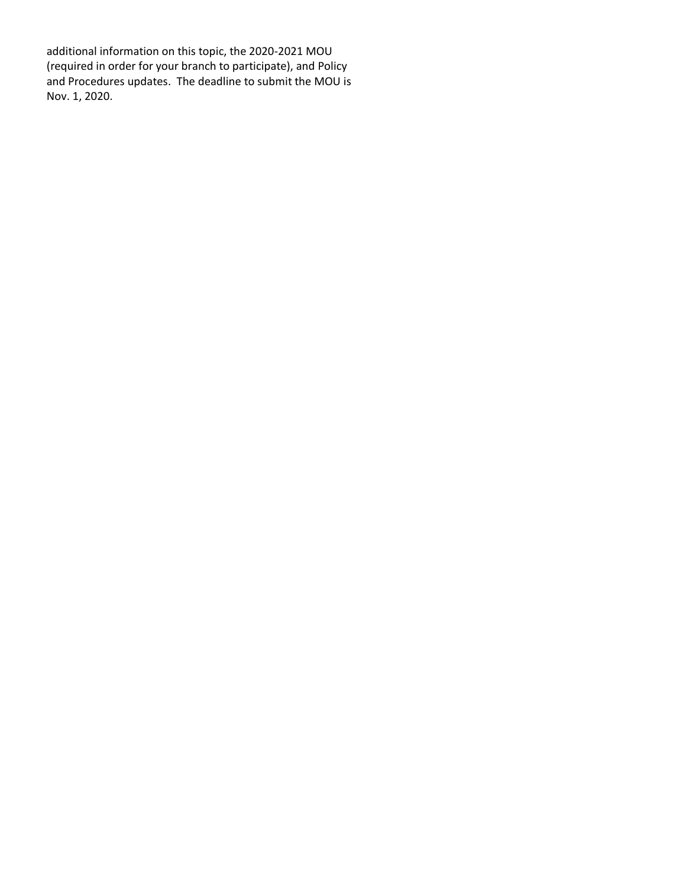additional information on this topic, the 2020-2021 MOU (required in order for your branch to participate), and Policy and Procedures updates. The deadline to submit the MOU is Nov. 1, 2020.